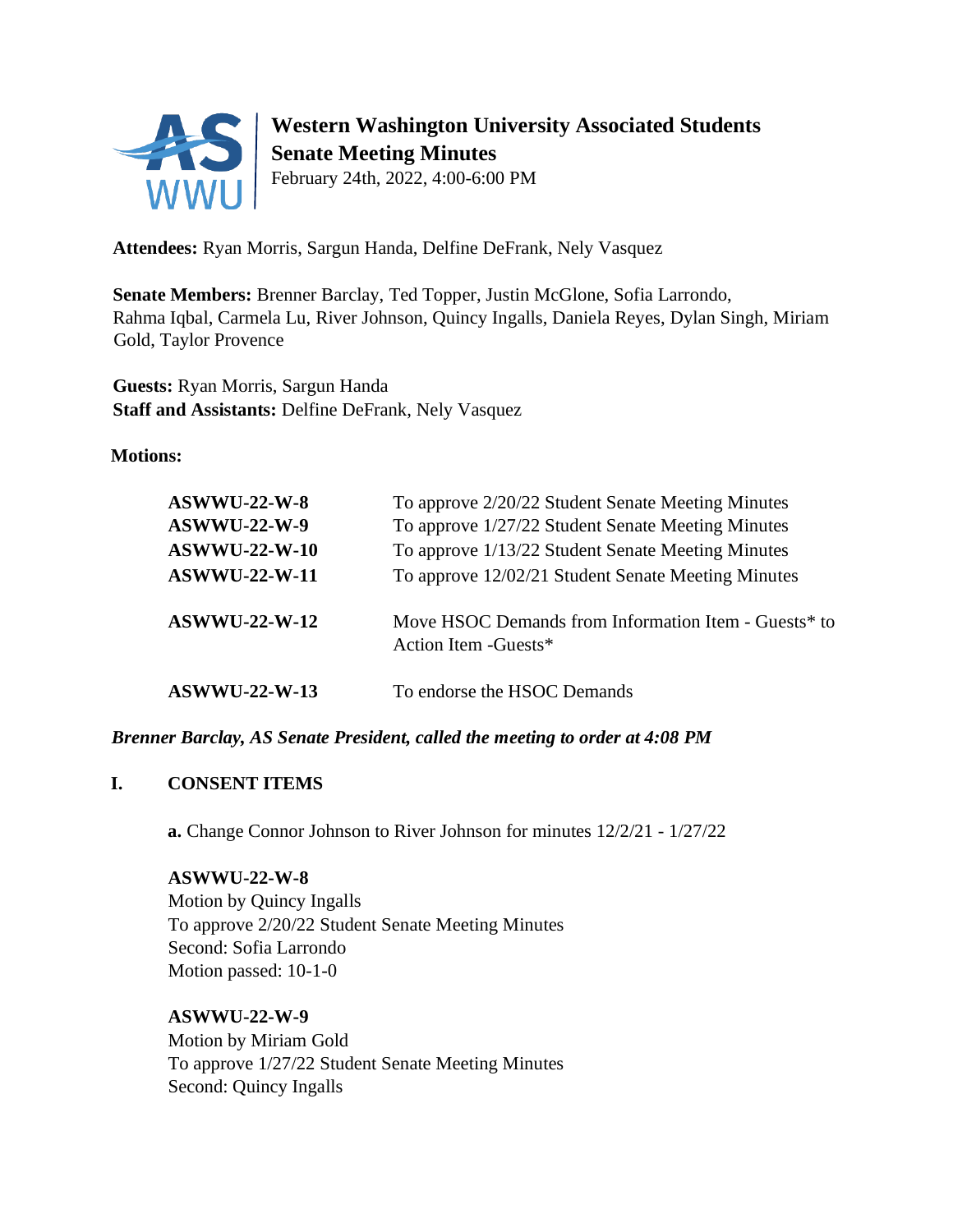# Western Washington University Associated Students
## Senate Meeting Minutes

February 24th, 2022, 4:00-6:00 PM

**Attendees:** Ryan Morris, Sargun Handa, Delfine DeFrank, Nely Vasquez

**Senate Members:** Brenner Barclay, Ted Topper, Justin McGlone, Sofia Larrondo, Rahma Iqbal, Carmela Lu, River Johnson, Quincy Ingalls, Daniela Reyes, Dylan Singh, Miriam Gold, Taylor Provence

**Guests:** Ryan Morris, Sargun Handa
**Staff and Assistants:** Delfine DeFrank, Nely Vasquez

**Motions:**

| | |
|---|---|
| **ASWWU-22-W-8** | To approve 2/20/22 Student Senate Meeting Minutes |
| **ASWWU-22-W-9** | To approve 1/27/22 Student Senate Meeting Minutes |
| **ASWWU-22-W-10** | To approve 1/13/22 Student Senate Meeting Minutes |
| **ASWWU-22-W-11** | To approve 12/02/21 Student Senate Meeting Minutes |
| **ASWWU-22-W-12** | Move HSOC Demands from Information Item - Guests* to Action Item -Guests* |
| **ASWWU-22-W-13** | To endorse the HSOC Demands |

***Brenner Barclay, AS Senate President, called the meeting to order at 4:08 PM***

## I. CONSENT ITEMS

**a.** Change Connor Johnson to River Johnson for minutes 12/2/21 - 1/27/22

**ASWWU-22-W-8**
Motion by Quincy Ingalls
To approve 2/20/22 Student Senate Meeting Minutes
Second: Sofia Larrondo
Motion passed: 10-1-0

**ASWWU-22-W-9**
Motion by Miriam Gold
To approve 1/27/22 Student Senate Meeting Minutes
Second: Quincy Ingalls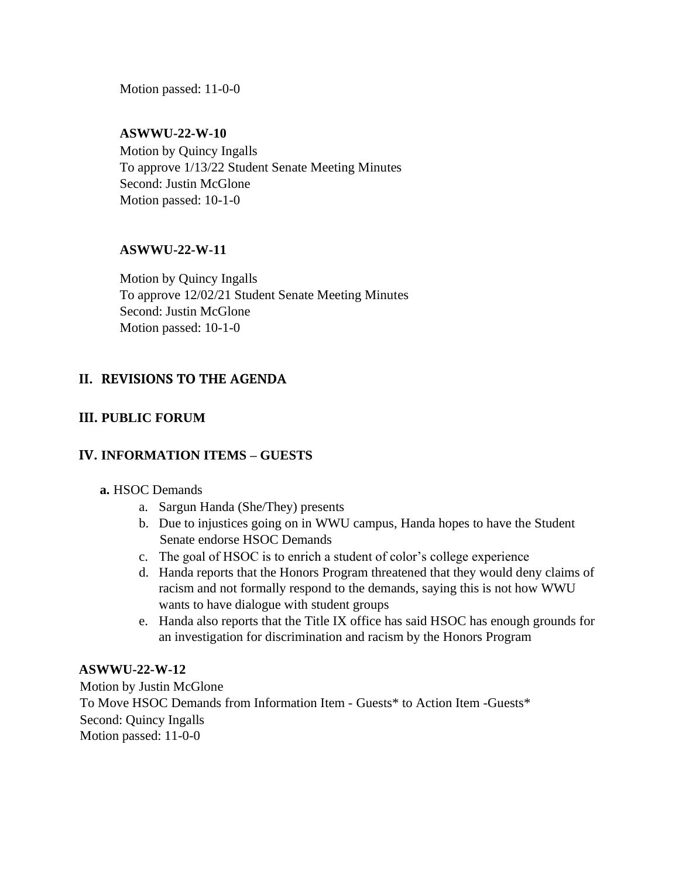Motion passed: 11-0-0

**ASWWU-22-W-10**
Motion by Quincy Ingalls
To approve 1/13/22 Student Senate Meeting Minutes
Second: Justin McGlone
Motion passed: 10-1-0

**ASWWU-22-W-11**

Motion by Quincy Ingalls
To approve 12/02/21 Student Senate Meeting Minutes
Second: Justin McGlone
Motion passed: 10-1-0

## II. REVISIONS TO THE AGENDA

## III. PUBLIC FORUM

## IV. INFORMATION ITEMS – GUESTS

**a.** HSOC Demands

a. Sargun Handa (She/They) presents
b. Due to injustices going on in WWU campus, Handa hopes to have the Student Senate endorse HSOC Demands
c. The goal of HSOC is to enrich a student of color's college experience
d. Handa reports that the Honors Program threatened that they would deny claims of racism and not formally respond to the demands, saying this is not how WWU wants to have dialogue with student groups
e. Handa also reports that the Title IX office has said HSOC has enough grounds for an investigation for discrimination and racism by the Honors Program

**ASWWU-22-W-12**
Motion by Justin McGlone
To Move HSOC Demands from Information Item - Guests* to Action Item -Guests*
Second: Quincy Ingalls
Motion passed: 11-0-0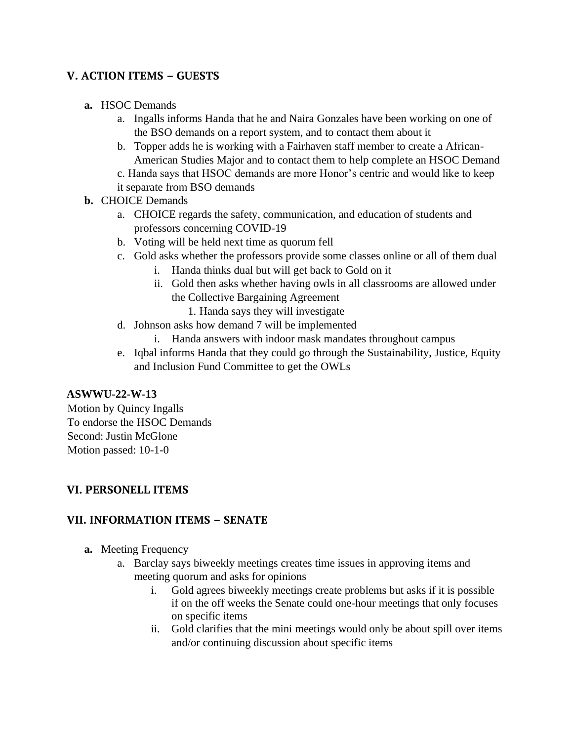## V. ACTION ITEMS – GUESTS

**a.** HSOC Demands

  a. Ingalls informs Handa that he and Naira Gonzales have been working on one of the BSO demands on a report system, and to contact them about it
  b. Topper adds he is working with a Fairhaven staff member to create a African-American Studies Major and to contact them to help complete an HSOC Demand
  c. Handa says that HSOC demands are more Honor's centric and would like to keep it separate from BSO demands

**b.** CHOICE Demands

  a. CHOICE regards the safety, communication, and education of students and professors concerning COVID-19
  b. Voting will be held next time as quorum fell
  c. Gold asks whether the professors provide some classes online or all of them dual
    i. Handa thinks dual but will get back to Gold on it
    ii. Gold then asks whether having owls in all classrooms are allowed under the Collective Bargaining Agreement
      1. Handa says they will investigate
  d. Johnson asks how demand 7 will be implemented
    i. Handa answers with indoor mask mandates throughout campus
  e. Iqbal informs Handa that they could go through the Sustainability, Justice, Equity and Inclusion Fund Committee to get the OWLs

**ASWWU-22-W-13**
Motion by Quincy Ingalls
To endorse the HSOC Demands
Second: Justin McGlone
Motion passed: 10-1-0

## VI. PERSONELL ITEMS

## VII. INFORMATION ITEMS – SENATE

**a.** Meeting Frequency

  a. Barclay says biweekly meetings creates time issues in approving items and meeting quorum and asks for opinions
    i. Gold agrees biweekly meetings create problems but asks if it is possible if on the off weeks the Senate could one-hour meetings that only focuses on specific items
    ii. Gold clarifies that the mini meetings would only be about spill over items and/or continuing discussion about specific items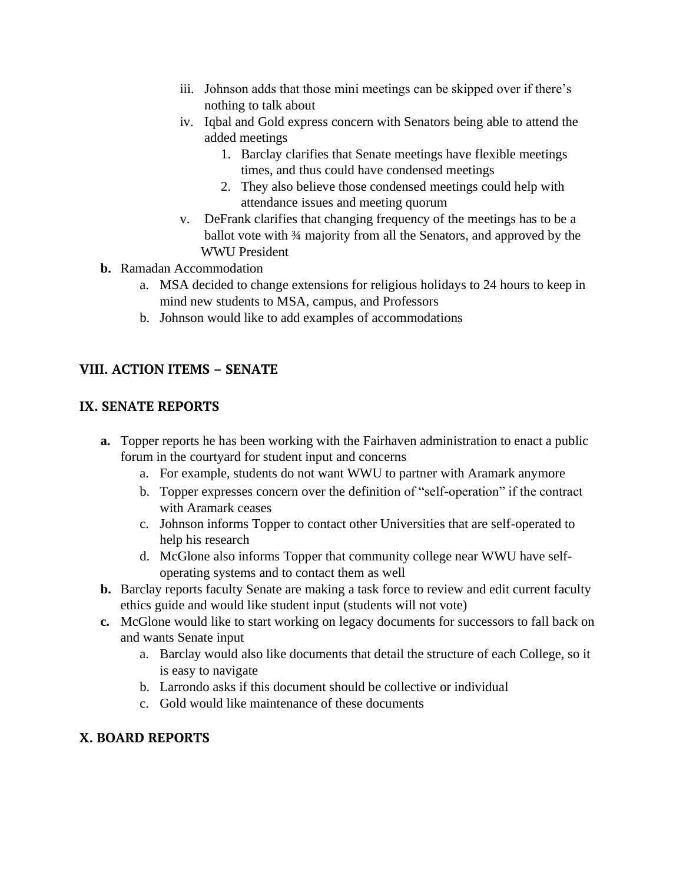iii. Johnson adds that those mini meetings can be skipped over if there's nothing to talk about
   iv. Iqbal and Gold express concern with Senators being able to attend the added meetings
      1. Barclay clarifies that Senate meetings have flexible meetings times, and thus could have condensed meetings
      2. They also believe those condensed meetings could help with attendance issues and meeting quorum
   v. DeFrank clarifies that changing frequency of the meetings has to be a ballot vote with ¾ majority from all the Senators, and approved by the WWU President

**b.** Ramadan Accommodation
   a. MSA decided to change extensions for religious holidays to 24 hours to keep in mind new students to MSA, campus, and Professors
   b. Johnson would like to add examples of accommodations

## VIII. ACTION ITEMS – SENATE

## IX. SENATE REPORTS

**a.** Topper reports he has been working with the Fairhaven administration to enact a public forum in the courtyard for student input and concerns
   a. For example, students do not want WWU to partner with Aramark anymore
   b. Topper expresses concern over the definition of "self-operation" if the contract with Aramark ceases
   c. Johnson informs Topper to contact other Universities that are self-operated to help his research
   d. McGlone also informs Topper that community college near WWU have self-operating systems and to contact them as well

**b.** Barclay reports faculty Senate are making a task force to review and edit current faculty ethics guide and would like student input (students will not vote)

**c.** McGlone would like to start working on legacy documents for successors to fall back on and wants Senate input
   a. Barclay would also like documents that detail the structure of each College, so it is easy to navigate
   b. Larrondo asks if this document should be collective or individual
   c. Gold would like maintenance of these documents

## X. BOARD REPORTS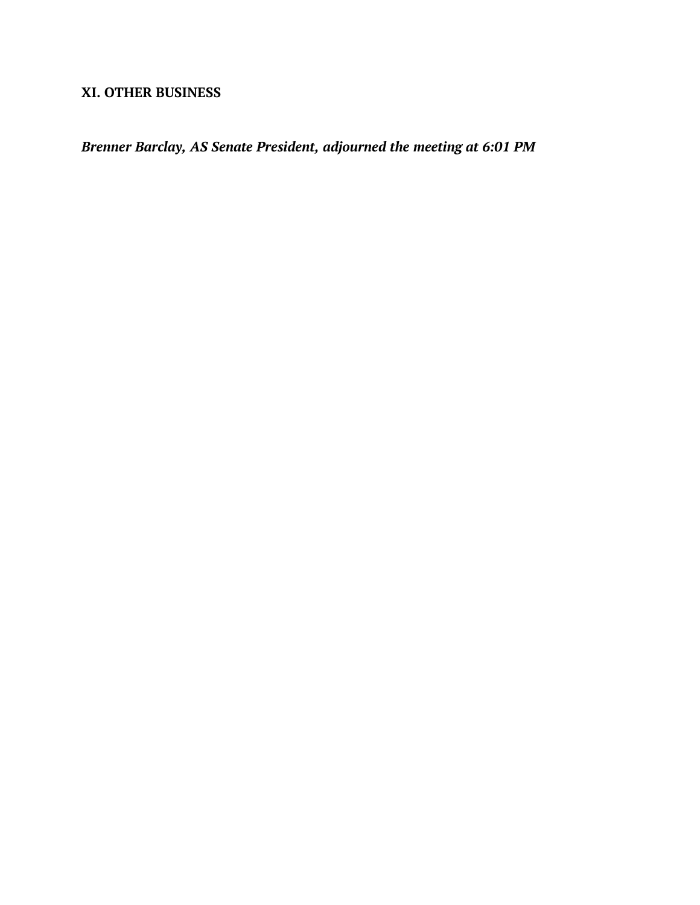**XI. OTHER BUSINESS**

***Brenner Barclay, AS Senate President, adjourned the meeting at 6:01 PM***